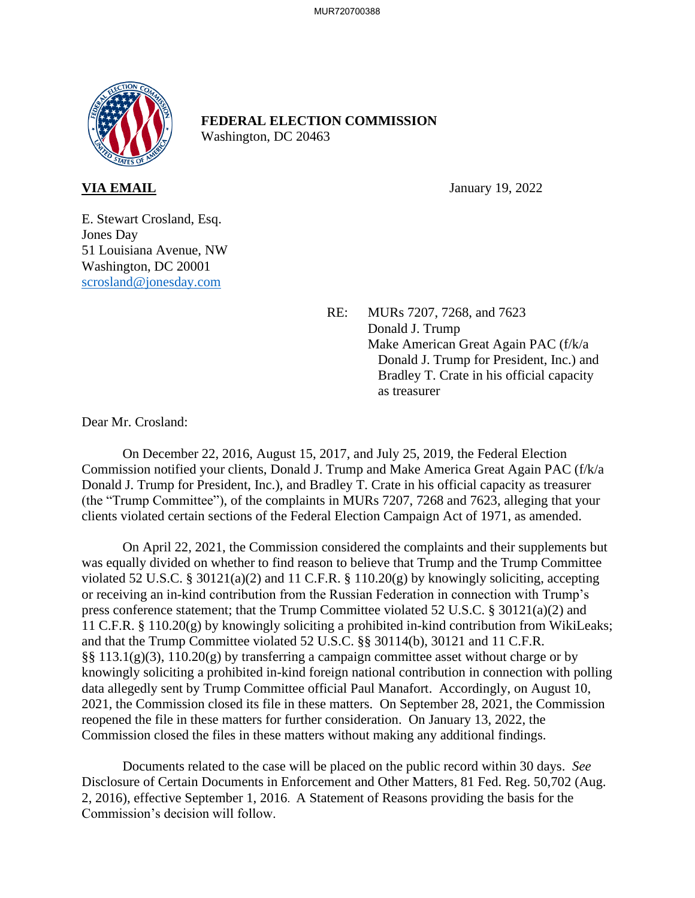**FEDERAL ELECTION COMMISSION**
Washington, DC 20463

**VIA EMAIL**

January 19, 2022

E. Stewart Crosland, Esq.
Jones Day
51 Louisiana Avenue, NW
Washington, DC 20001
scrosland@jonesday.com

RE: MURs 7207, 7268, and 7623
Donald J. Trump
Make American Great Again PAC (f/k/a Donald J. Trump for President, Inc.) and Bradley T. Crate in his official capacity as treasurer

Dear Mr. Crosland:

On December 22, 2016, August 15, 2017, and July 25, 2019, the Federal Election Commission notified your clients, Donald J. Trump and Make America Great Again PAC (f/k/a Donald J. Trump for President, Inc.), and Bradley T. Crate in his official capacity as treasurer (the "Trump Committee"), of the complaints in MURs 7207, 7268 and 7623, alleging that your clients violated certain sections of the Federal Election Campaign Act of 1971, as amended.

On April 22, 2021, the Commission considered the complaints and their supplements but was equally divided on whether to find reason to believe that Trump and the Trump Committee violated 52 U.S.C. § 30121(a)(2) and 11 C.F.R. § 110.20(g) by knowingly soliciting, accepting or receiving an in-kind contribution from the Russian Federation in connection with Trump's press conference statement; that the Trump Committee violated 52 U.S.C. § 30121(a)(2) and 11 C.F.R. § 110.20(g) by knowingly soliciting a prohibited in-kind contribution from WikiLeaks; and that the Trump Committee violated 52 U.S.C. §§ 30114(b), 30121 and 11 C.F.R. §§ 113.1(g)(3), 110.20(g) by transferring a campaign committee asset without charge or by knowingly soliciting a prohibited in-kind foreign national contribution in connection with polling data allegedly sent by Trump Committee official Paul Manafort. Accordingly, on August 10, 2021, the Commission closed its file in these matters. On September 28, 2021, the Commission reopened the file in these matters for further consideration. On January 13, 2022, the Commission closed the files in these matters without making any additional findings.

Documents related to the case will be placed on the public record within 30 days. *See* Disclosure of Certain Documents in Enforcement and Other Matters, 81 Fed. Reg. 50,702 (Aug. 2, 2016), effective September 1, 2016. A Statement of Reasons providing the basis for the Commission's decision will follow.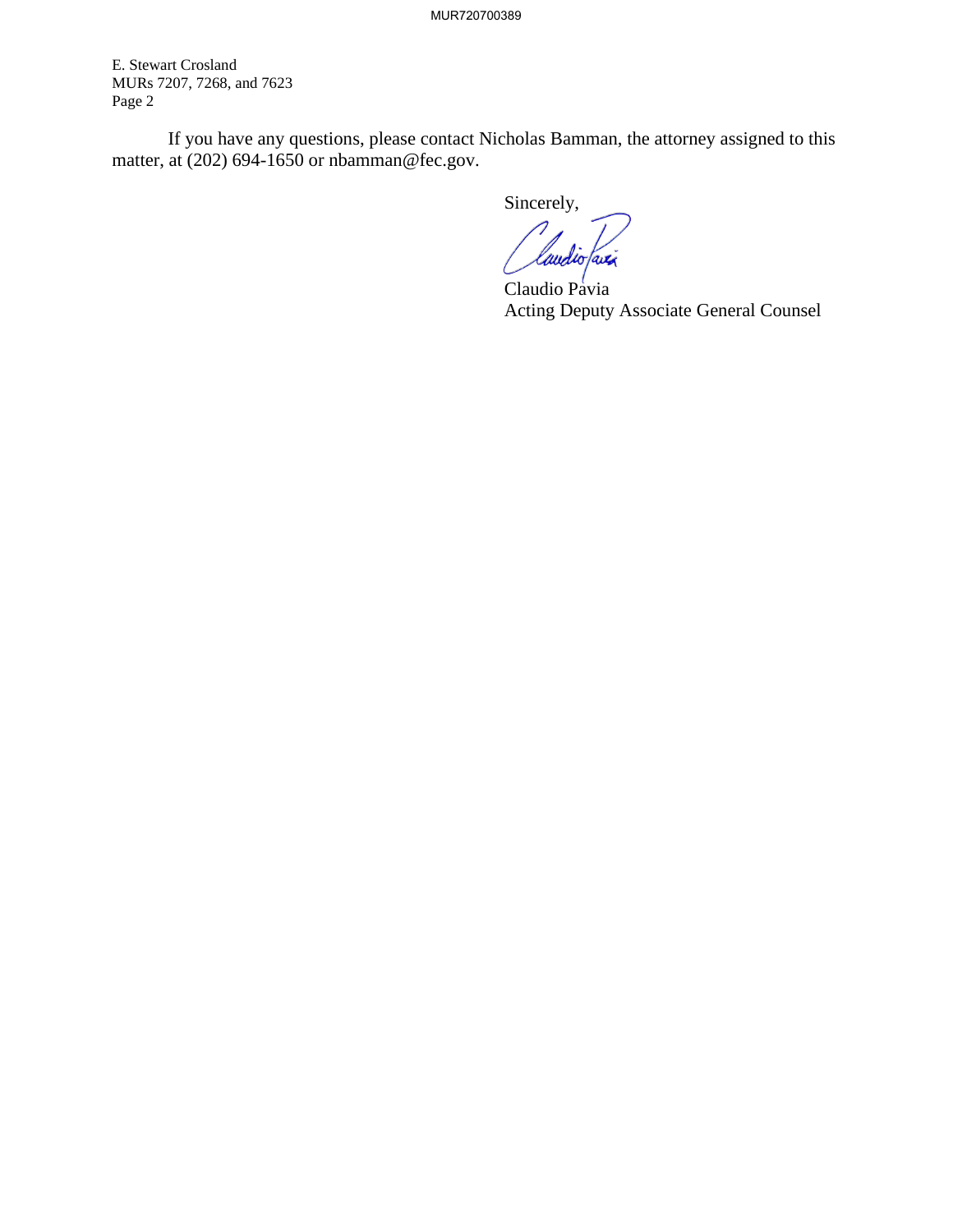E. Stewart Crosland
MURs 7207, 7268, and 7623
Page 2

If you have any questions, please contact Nicholas Bamman, the attorney assigned to this matter, at (202) 694-1650 or nbamman@fec.gov.

Sincerely,

Claudio Pavia
Acting Deputy Associate General Counsel